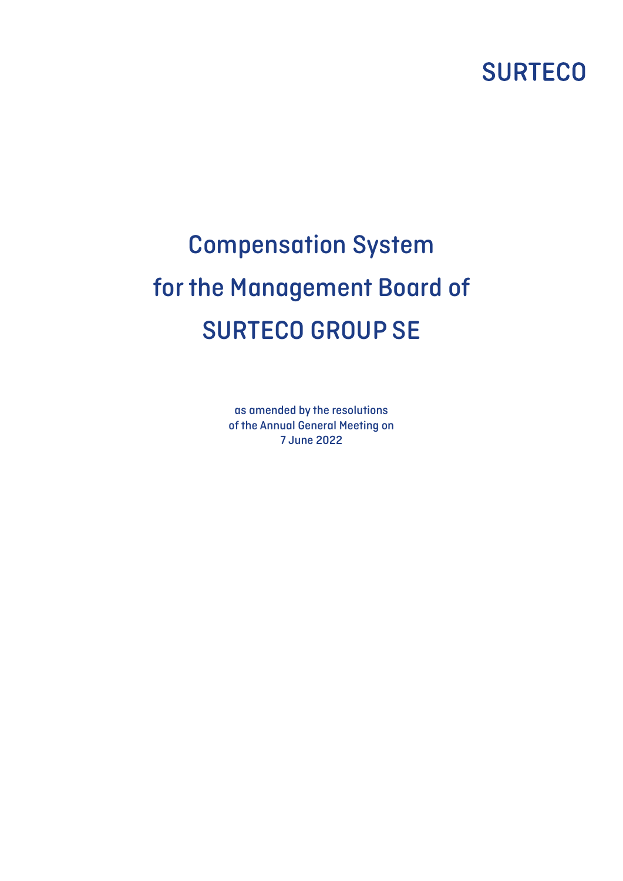SURTECO

# Compensation System for the Management Board of SURTECO GROUP SE

as amended by the resolutions
of the Annual General Meeting on
7 June 2022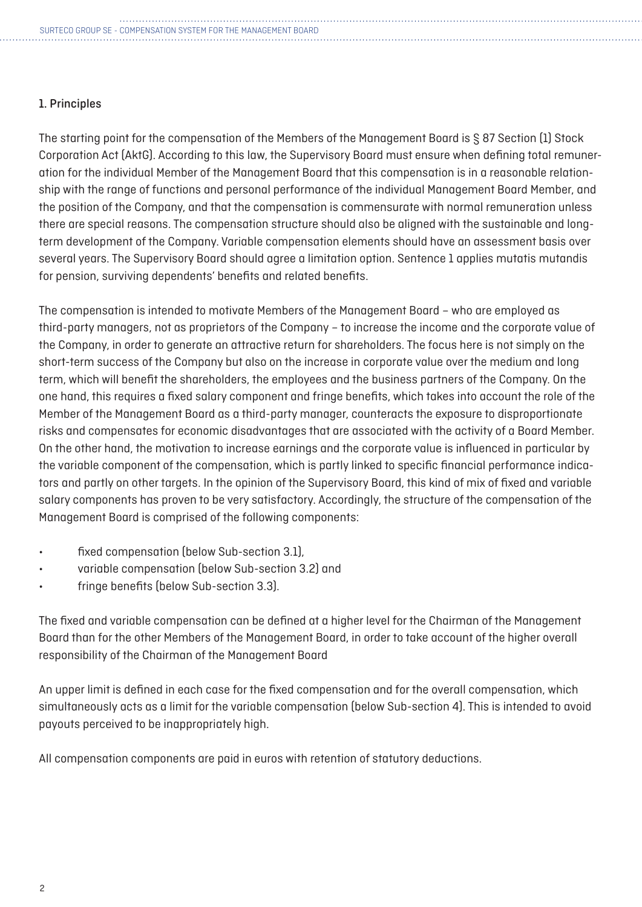## 1. Principles

The starting point for the compensation of the Members of the Management Board is § 87 Section (1) Stock Corporation Act (AktG). According to this law, the Supervisory Board must ensure when defining total remuneration for the individual Member of the Management Board that this compensation is in a reasonable relationship with the range of functions and personal performance of the individual Management Board Member, and the position of the Company, and that the compensation is commensurate with normal remuneration unless there are special reasons. The compensation structure should also be aligned with the sustainable and long-term development of the Company. Variable compensation elements should have an assessment basis over several years. The Supervisory Board should agree a limitation option. Sentence 1 applies mutatis mutandis for pension, surviving dependents' benefits and related benefits.

The compensation is intended to motivate Members of the Management Board – who are employed as third-party managers, not as proprietors of the Company – to increase the income and the corporate value of the Company, in order to generate an attractive return for shareholders. The focus here is not simply on the short-term success of the Company but also on the increase in corporate value over the medium and long term, which will benefit the shareholders, the employees and the business partners of the Company. On the one hand, this requires a fixed salary component and fringe benefits, which takes into account the role of the Member of the Management Board as a third-party manager, counteracts the exposure to disproportionate risks and compensates for economic disadvantages that are associated with the activity of a Board Member. On the other hand, the motivation to increase earnings and the corporate value is influenced in particular by the variable component of the compensation, which is partly linked to specific financial performance indicators and partly on other targets. In the opinion of the Supervisory Board, this kind of mix of fixed and variable salary components has proven to be very satisfactory. Accordingly, the structure of the compensation of the Management Board is comprised of the following components:

- fixed compensation (below Sub-section 3.1),
- variable compensation (below Sub-section 3.2) and
- fringe benefits (below Sub-section 3.3).

The fixed and variable compensation can be defined at a higher level for the Chairman of the Management Board than for the other Members of the Management Board, in order to take account of the higher overall responsibility of the Chairman of the Management Board

An upper limit is defined in each case for the fixed compensation and for the overall compensation, which simultaneously acts as a limit for the variable compensation (below Sub-section 4). This is intended to avoid payouts perceived to be inappropriately high.

All compensation components are paid in euros with retention of statutory deductions.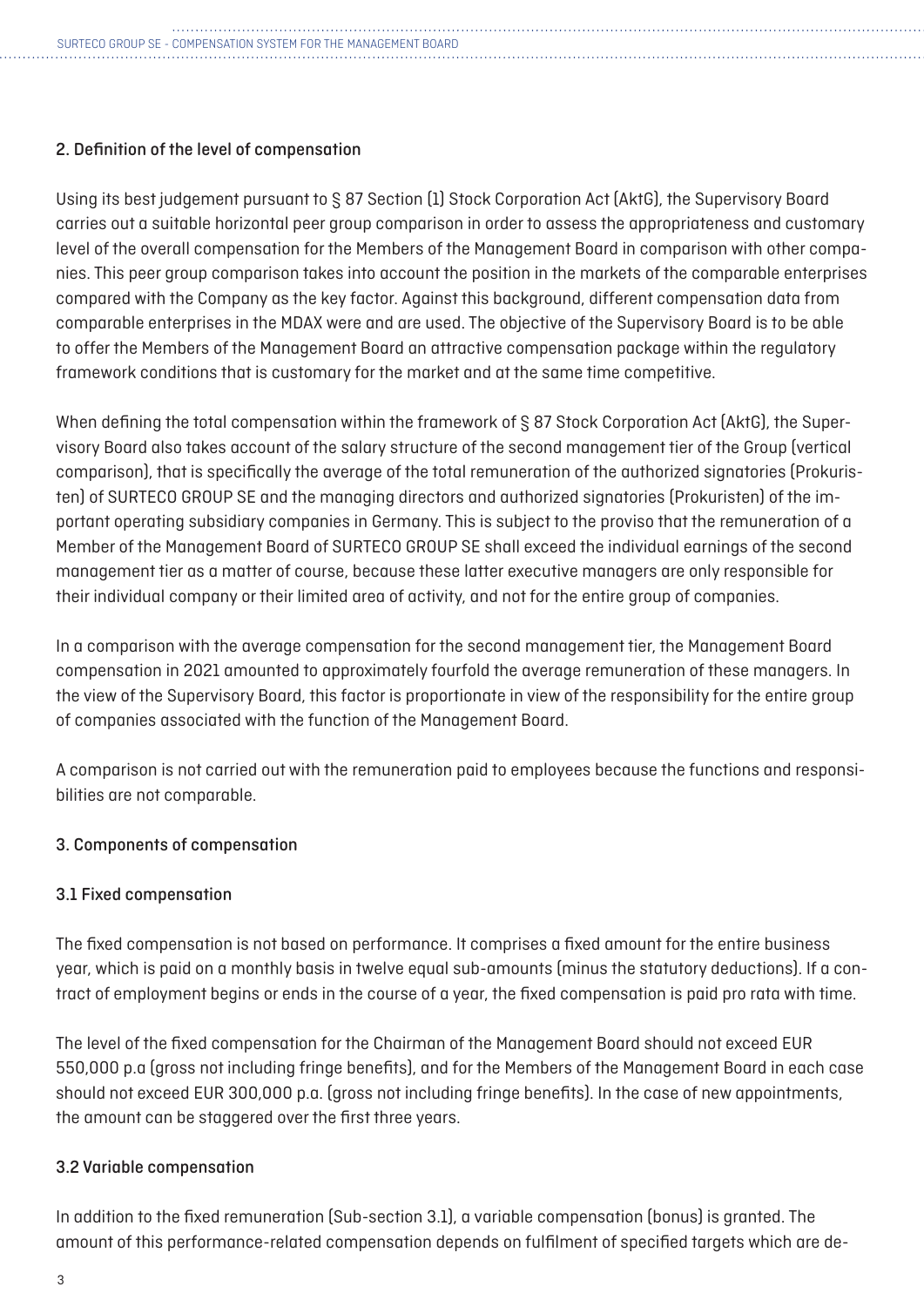## 2. Definition of the level of compensation

Using its best judgement pursuant to § 87 Section (1) Stock Corporation Act (AktG), the Supervisory Board carries out a suitable horizontal peer group comparison in order to assess the appropriateness and customary level of the overall compensation for the Members of the Management Board in comparison with other companies. This peer group comparison takes into account the position in the markets of the comparable enterprises compared with the Company as the key factor. Against this background, different compensation data from comparable enterprises in the MDAX were and are used. The objective of the Supervisory Board is to be able to offer the Members of the Management Board an attractive compensation package within the regulatory framework conditions that is customary for the market and at the same time competitive.

When defining the total compensation within the framework of § 87 Stock Corporation Act (AktG), the Supervisory Board also takes account of the salary structure of the second management tier of the Group (vertical comparison), that is specifically the average of the total remuneration of the authorized signatories (Prokuristen) of SURTECO GROUP SE and the managing directors and authorized signatories (Prokuristen) of the important operating subsidiary companies in Germany. This is subject to the proviso that the remuneration of a Member of the Management Board of SURTECO GROUP SE shall exceed the individual earnings of the second management tier as a matter of course, because these latter executive managers are only responsible for their individual company or their limited area of activity, and not for the entire group of companies.

In a comparison with the average compensation for the second management tier, the Management Board compensation in 2021 amounted to approximately fourfold the average remuneration of these managers. In the view of the Supervisory Board, this factor is proportionate in view of the responsibility for the entire group of companies associated with the function of the Management Board.

A comparison is not carried out with the remuneration paid to employees because the functions and responsibilities are not comparable.

## 3. Components of compensation

### 3.1 Fixed compensation

The fixed compensation is not based on performance. It comprises a fixed amount for the entire business year, which is paid on a monthly basis in twelve equal sub-amounts (minus the statutory deductions). If a contract of employment begins or ends in the course of a year, the fixed compensation is paid pro rata with time.

The level of the fixed compensation for the Chairman of the Management Board should not exceed EUR 550,000 p.a (gross not including fringe benefits), and for the Members of the Management Board in each case should not exceed EUR 300,000 p.a. (gross not including fringe benefits). In the case of new appointments, the amount can be staggered over the first three years.

### 3.2 Variable compensation

In addition to the fixed remuneration (Sub-section 3.1), a variable compensation (bonus) is granted. The amount of this performance-related compensation depends on fulfilment of specified targets which are de-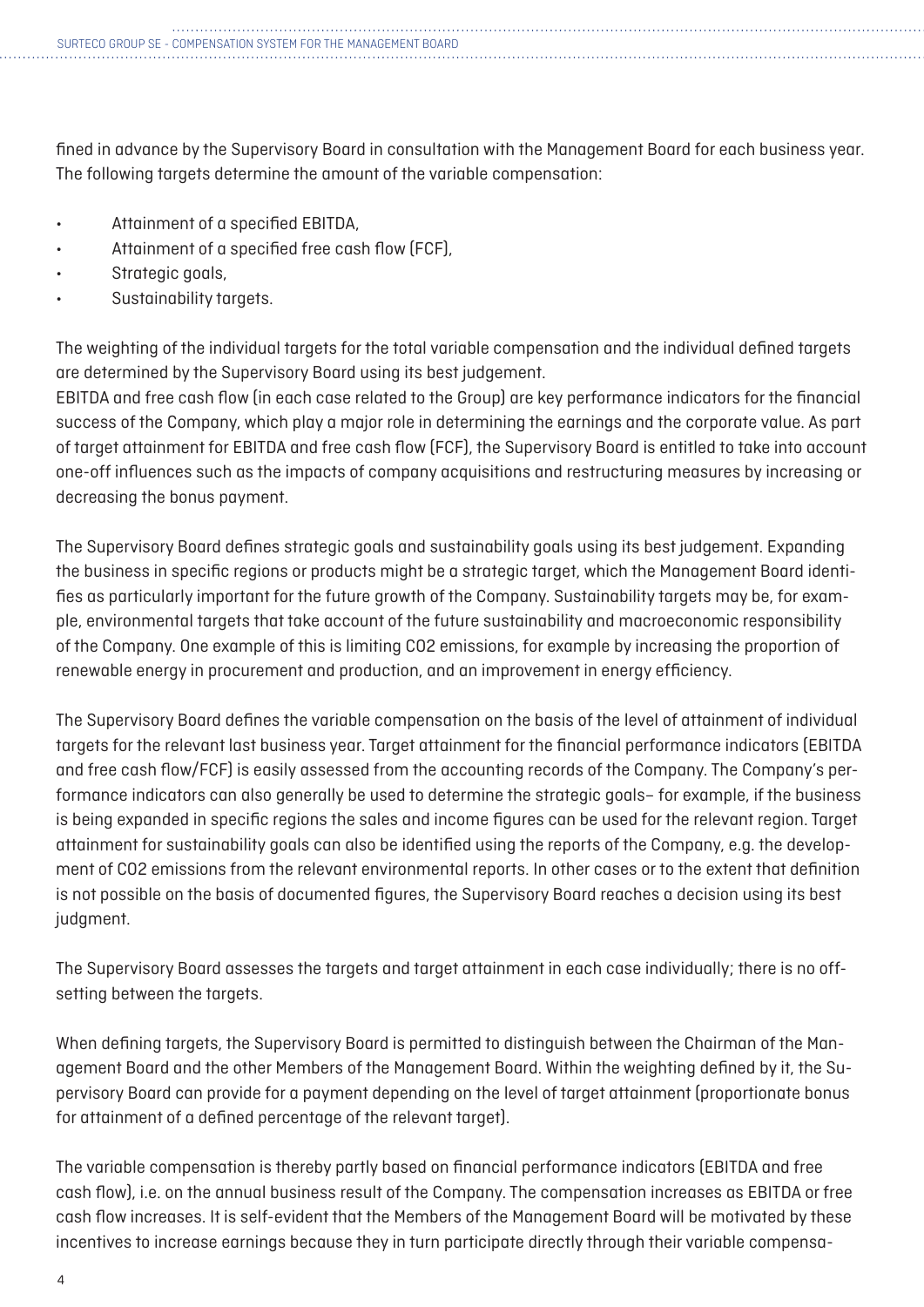fined in advance by the Supervisory Board in consultation with the Management Board for each business year. The following targets determine the amount of the variable compensation:

- Attainment of a specified EBITDA,
- Attainment of a specified free cash flow (FCF),
- Strategic goals,
- Sustainability targets.

The weighting of the individual targets for the total variable compensation and the individual defined targets are determined by the Supervisory Board using its best judgement.
EBITDA and free cash flow (in each case related to the Group) are key performance indicators for the financial success of the Company, which play a major role in determining the earnings and the corporate value. As part of target attainment for EBITDA and free cash flow (FCF), the Supervisory Board is entitled to take into account one-off influences such as the impacts of company acquisitions and restructuring measures by increasing or decreasing the bonus payment.

The Supervisory Board defines strategic goals and sustainability goals using its best judgement. Expanding the business in specific regions or products might be a strategic target, which the Management Board identifies as particularly important for the future growth of the Company. Sustainability targets may be, for example, environmental targets that take account of the future sustainability and macroeconomic responsibility of the Company. One example of this is limiting $CO_2$ emissions, for example by increasing the proportion of renewable energy in procurement and production, and an improvement in energy efficiency.

The Supervisory Board defines the variable compensation on the basis of the level of attainment of individual targets for the relevant last business year. Target attainment for the financial performance indicators (EBITDA and free cash flow/FCF) is easily assessed from the accounting records of the Company. The Company's performance indicators can also generally be used to determine the strategic goals– for example, if the business is being expanded in specific regions the sales and income figures can be used for the relevant region. Target attainment for sustainability goals can also be identified using the reports of the Company, e.g. the development of $CO_2$ emissions from the relevant environmental reports. In other cases or to the extent that definition is not possible on the basis of documented figures, the Supervisory Board reaches a decision using its best judgment.

The Supervisory Board assesses the targets and target attainment in each case individually; there is no offsetting between the targets.

When defining targets, the Supervisory Board is permitted to distinguish between the Chairman of the Management Board and the other Members of the Management Board. Within the weighting defined by it, the Supervisory Board can provide for a payment depending on the level of target attainment (proportionate bonus for attainment of a defined percentage of the relevant target).

The variable compensation is thereby partly based on financial performance indicators (EBITDA and free cash flow), i.e. on the annual business result of the Company. The compensation increases as EBITDA or free cash flow increases. It is self-evident that the Members of the Management Board will be motivated by these incentives to increase earnings because they in turn participate directly through their variable compensa-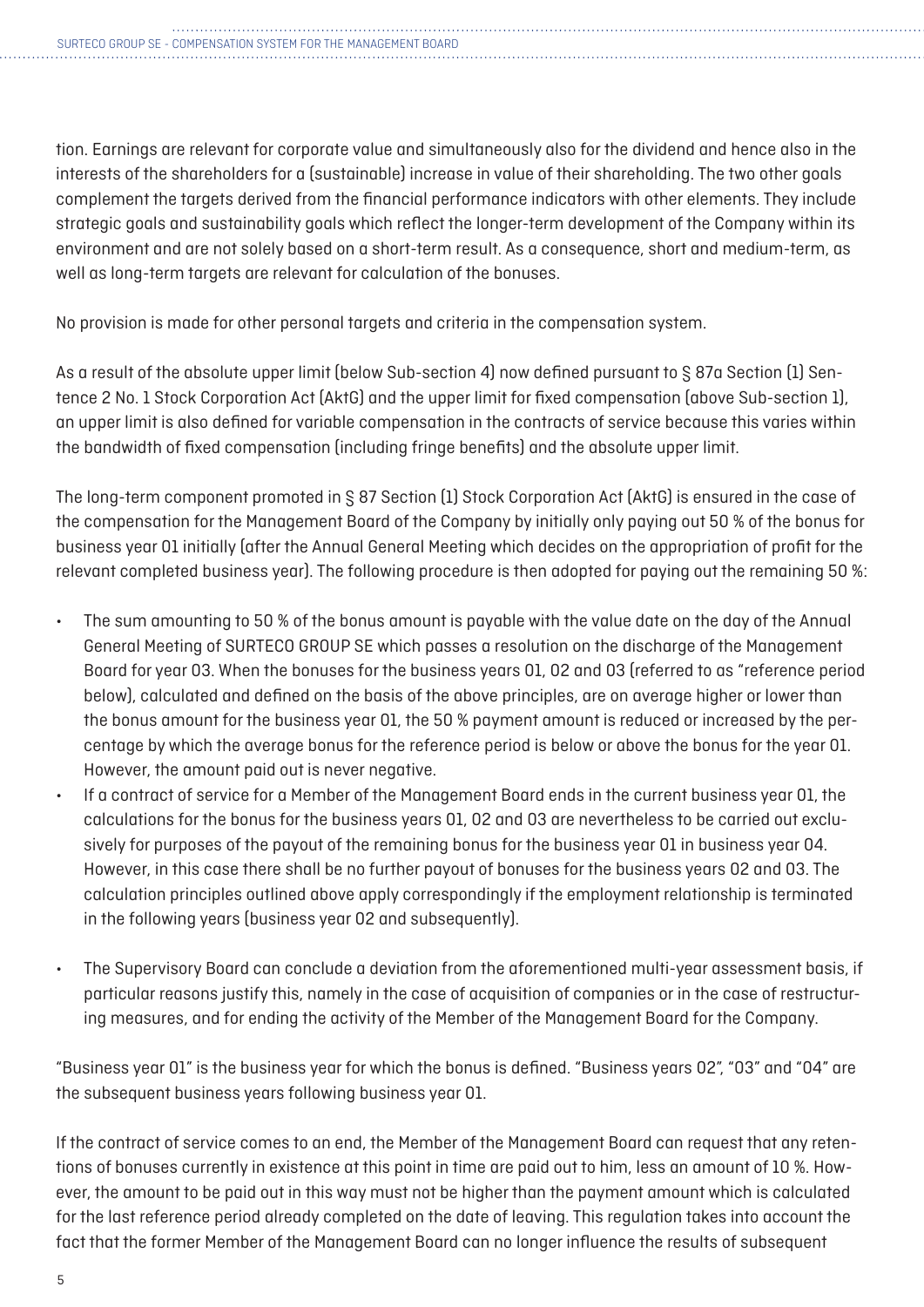tion. Earnings are relevant for corporate value and simultaneously also for the dividend and hence also in the interests of the shareholders for a (sustainable) increase in value of their shareholding. The two other goals complement the targets derived from the financial performance indicators with other elements. They include strategic goals and sustainability goals which reflect the longer-term development of the Company within its environment and are not solely based on a short-term result. As a consequence, short and medium-term, as well as long-term targets are relevant for calculation of the bonuses.

No provision is made for other personal targets and criteria in the compensation system.

As a result of the absolute upper limit (below Sub-section 4) now defined pursuant to § 87a Section (1) Sentence 2 No. 1 Stock Corporation Act (AktG) and the upper limit for fixed compensation (above Sub-section 1), an upper limit is also defined for variable compensation in the contracts of service because this varies within the bandwidth of fixed compensation (including fringe benefits) and the absolute upper limit.

The long-term component promoted in § 87 Section (1) Stock Corporation Act (AktG) is ensured in the case of the compensation for the Management Board of the Company by initially only paying out 50 % of the bonus for business year 01 initially (after the Annual General Meeting which decides on the appropriation of profit for the relevant completed business year). The following procedure is then adopted for paying out the remaining 50 %:

- The sum amounting to 50 % of the bonus amount is payable with the value date on the day of the Annual General Meeting of SURTECO GROUP SE which passes a resolution on the discharge of the Management Board for year 03. When the bonuses for the business years 01, 02 and 03 (referred to as "reference period below), calculated and defined on the basis of the above principles, are on average higher or lower than the bonus amount for the business year 01, the 50 % payment amount is reduced or increased by the percentage by which the average bonus for the reference period is below or above the bonus for the year 01. However, the amount paid out is never negative.
- If a contract of service for a Member of the Management Board ends in the current business year 01, the calculations for the bonus for the business years 01, 02 and 03 are nevertheless to be carried out exclusively for purposes of the payout of the remaining bonus for the business year 01 in business year 04. However, in this case there shall be no further payout of bonuses for the business years 02 and 03. The calculation principles outlined above apply correspondingly if the employment relationship is terminated in the following years (business year 02 and subsequently).
- The Supervisory Board can conclude a deviation from the aforementioned multi-year assessment basis, if particular reasons justify this, namely in the case of acquisition of companies or in the case of restructuring measures, and for ending the activity of the Member of the Management Board for the Company.

"Business year 01" is the business year for which the bonus is defined. "Business years 02", "03" and "04" are the subsequent business years following business year 01.

If the contract of service comes to an end, the Member of the Management Board can request that any retentions of bonuses currently in existence at this point in time are paid out to him, less an amount of 10 %. However, the amount to be paid out in this way must not be higher than the payment amount which is calculated for the last reference period already completed on the date of leaving. This regulation takes into account the fact that the former Member of the Management Board can no longer influence the results of subsequent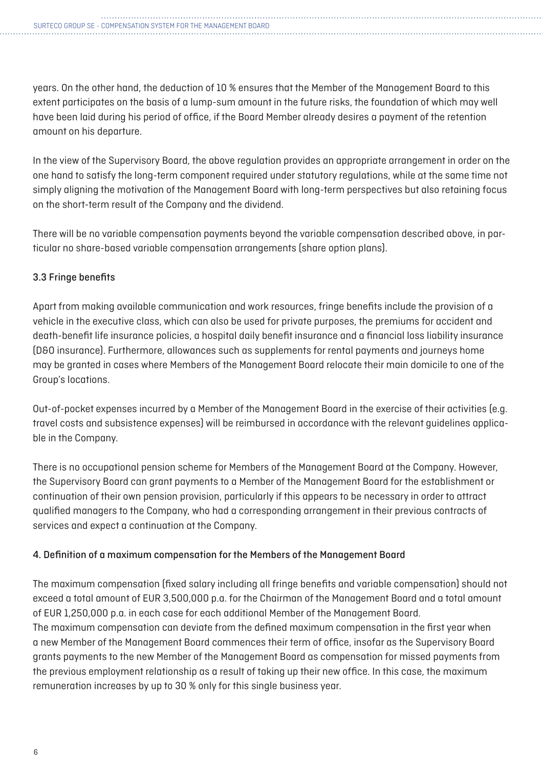years. On the other hand, the deduction of 10 % ensures that the Member of the Management Board to this extent participates on the basis of a lump-sum amount in the future risks, the foundation of which may well have been laid during his period of office, if the Board Member already desires a payment of the retention amount on his departure.

In the view of the Supervisory Board, the above regulation provides an appropriate arrangement in order on the one hand to satisfy the long-term component required under statutory regulations, while at the same time not simply aligning the motivation of the Management Board with long-term perspectives but also retaining focus on the short-term result of the Company and the dividend.

There will be no variable compensation payments beyond the variable compensation described above, in particular no share-based variable compensation arrangements (share option plans).

### 3.3 Fringe benefits

Apart from making available communication and work resources, fringe benefits include the provision of a vehicle in the executive class, which can also be used for private purposes, the premiums for accident and death-benefit life insurance policies, a hospital daily benefit insurance and a financial loss liability insurance (D&O insurance). Furthermore, allowances such as supplements for rental payments and journeys home may be granted in cases where Members of the Management Board relocate their main domicile to one of the Group's locations.

Out-of-pocket expenses incurred by a Member of the Management Board in the exercise of their activities (e.g. travel costs and subsistence expenses) will be reimbursed in accordance with the relevant guidelines applicable in the Company.

There is no occupational pension scheme for Members of the Management Board at the Company. However, the Supervisory Board can grant payments to a Member of the Management Board for the establishment or continuation of their own pension provision, particularly if this appears to be necessary in order to attract qualified managers to the Company, who had a corresponding arrangement in their previous contracts of services and expect a continuation at the Company.

## 4. Definition of a maximum compensation for the Members of the Management Board

The maximum compensation (fixed salary including all fringe benefits and variable compensation) should not exceed a total amount of EUR 3,500,000 p.a. for the Chairman of the Management Board and a total amount of EUR 1,250,000 p.a. in each case for each additional Member of the Management Board.
The maximum compensation can deviate from the defined maximum compensation in the first year when a new Member of the Management Board commences their term of office, insofar as the Supervisory Board grants payments to the new Member of the Management Board as compensation for missed payments from the previous employment relationship as a result of taking up their new office. In this case, the maximum remuneration increases by up to 30 % only for this single business year.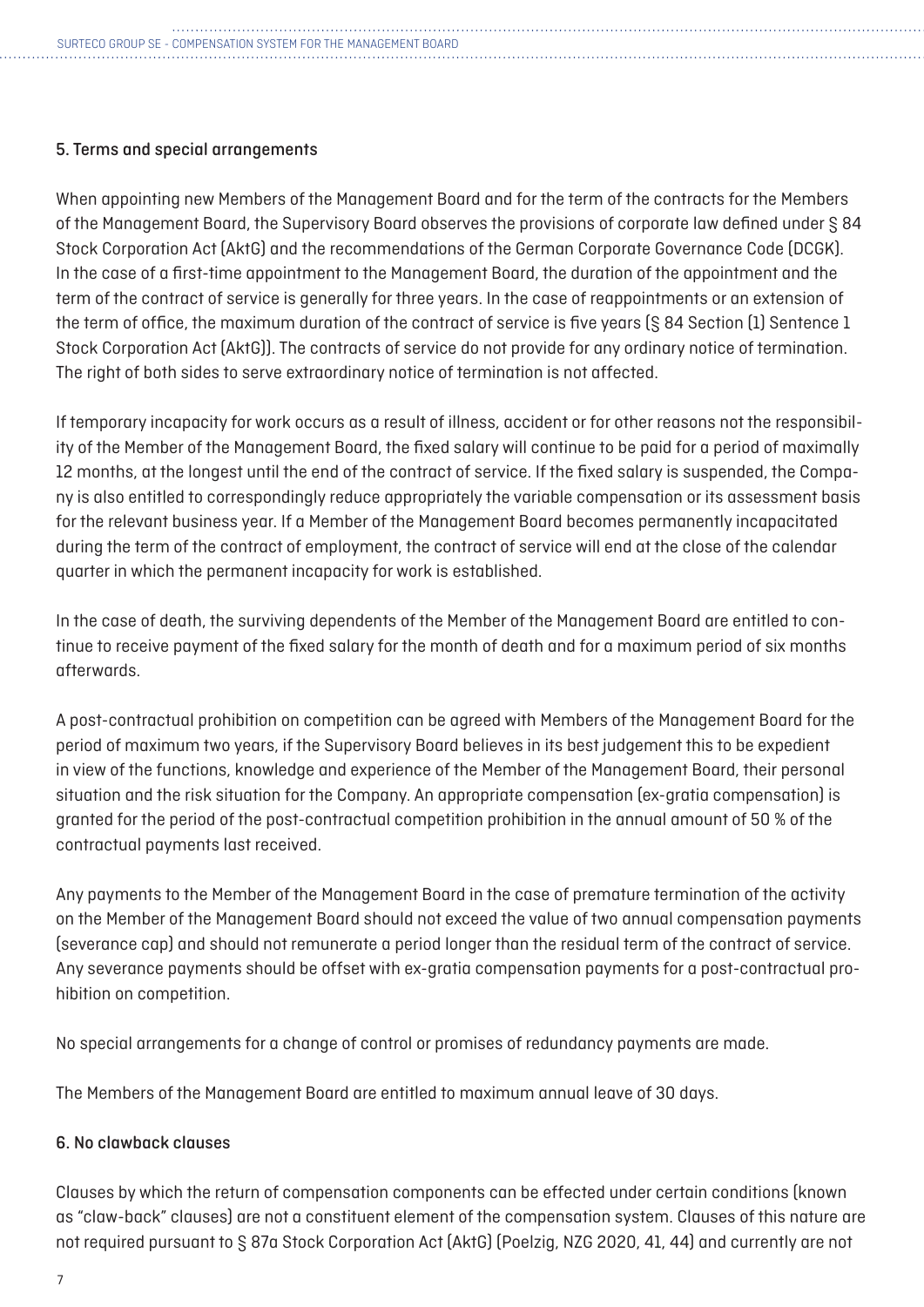## 5. Terms and special arrangements

When appointing new Members of the Management Board and for the term of the contracts for the Members of the Management Board, the Supervisory Board observes the provisions of corporate law defined under § 84 Stock Corporation Act (AktG) and the recommendations of the German Corporate Governance Code (DCGK). In the case of a first-time appointment to the Management Board, the duration of the appointment and the term of the contract of service is generally for three years. In the case of reappointments or an extension of the term of office, the maximum duration of the contract of service is five years (§ 84 Section (1) Sentence 1 Stock Corporation Act (AktG)). The contracts of service do not provide for any ordinary notice of termination. The right of both sides to serve extraordinary notice of termination is not affected.

If temporary incapacity for work occurs as a result of illness, accident or for other reasons not the responsibility of the Member of the Management Board, the fixed salary will continue to be paid for a period of maximally 12 months, at the longest until the end of the contract of service. If the fixed salary is suspended, the Company is also entitled to correspondingly reduce appropriately the variable compensation or its assessment basis for the relevant business year. If a Member of the Management Board becomes permanently incapacitated during the term of the contract of employment, the contract of service will end at the close of the calendar quarter in which the permanent incapacity for work is established.

In the case of death, the surviving dependents of the Member of the Management Board are entitled to continue to receive payment of the fixed salary for the month of death and for a maximum period of six months afterwards.

A post-contractual prohibition on competition can be agreed with Members of the Management Board for the period of maximum two years, if the Supervisory Board believes in its best judgement this to be expedient in view of the functions, knowledge and experience of the Member of the Management Board, their personal situation and the risk situation for the Company. An appropriate compensation (ex-gratia compensation) is granted for the period of the post-contractual competition prohibition in the annual amount of 50 % of the contractual payments last received.

Any payments to the Member of the Management Board in the case of premature termination of the activity on the Member of the Management Board should not exceed the value of two annual compensation payments (severance cap) and should not remunerate a period longer than the residual term of the contract of service. Any severance payments should be offset with ex-gratia compensation payments for a post-contractual prohibition on competition.

No special arrangements for a change of control or promises of redundancy payments are made.

The Members of the Management Board are entitled to maximum annual leave of 30 days.

## 6. No clawback clauses

Clauses by which the return of compensation components can be effected under certain conditions (known as "claw-back" clauses) are not a constituent element of the compensation system. Clauses of this nature are not required pursuant to § 87a Stock Corporation Act (AktG) (Poelzig, NZG 2020, 41, 44) and currently are not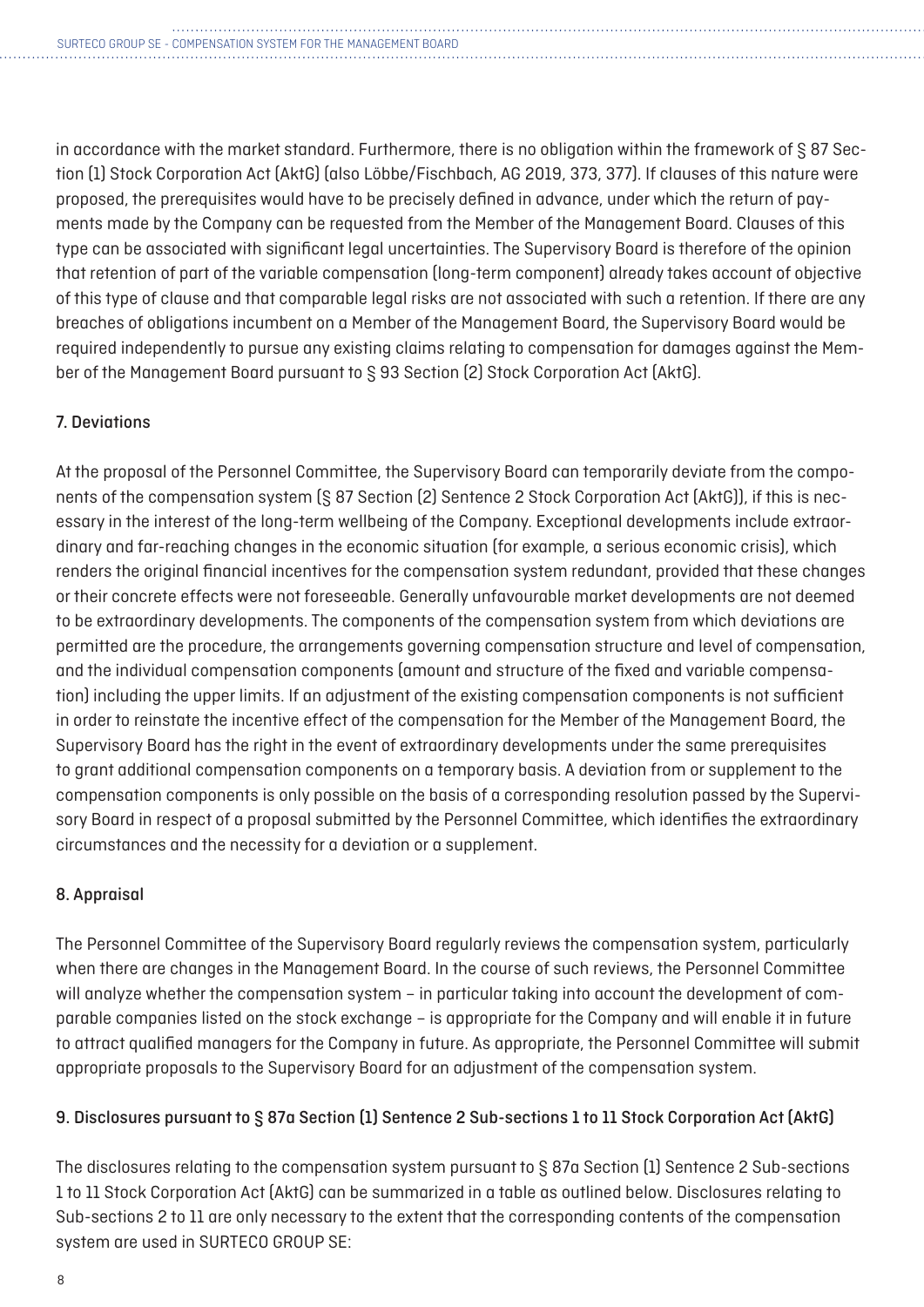in accordance with the market standard. Furthermore, there is no obligation within the framework of § 87 Section (1) Stock Corporation Act (AktG) (also Löbbe/Fischbach, AG 2019, 373, 377). If clauses of this nature were proposed, the prerequisites would have to be precisely defined in advance, under which the return of payments made by the Company can be requested from the Member of the Management Board. Clauses of this type can be associated with significant legal uncertainties. The Supervisory Board is therefore of the opinion that retention of part of the variable compensation (long-term component) already takes account of objective of this type of clause and that comparable legal risks are not associated with such a retention. If there are any breaches of obligations incumbent on a Member of the Management Board, the Supervisory Board would be required independently to pursue any existing claims relating to compensation for damages against the Member of the Management Board pursuant to § 93 Section (2) Stock Corporation Act (AktG).

## 7. Deviations

At the proposal of the Personnel Committee, the Supervisory Board can temporarily deviate from the components of the compensation system (§ 87 Section (2) Sentence 2 Stock Corporation Act (AktG)), if this is necessary in the interest of the long-term wellbeing of the Company. Exceptional developments include extraordinary and far-reaching changes in the economic situation (for example, a serious economic crisis), which renders the original financial incentives for the compensation system redundant, provided that these changes or their concrete effects were not foreseeable. Generally unfavourable market developments are not deemed to be extraordinary developments. The components of the compensation system from which deviations are permitted are the procedure, the arrangements governing compensation structure and level of compensation, and the individual compensation components (amount and structure of the fixed and variable compensation) including the upper limits. If an adjustment of the existing compensation components is not sufficient in order to reinstate the incentive effect of the compensation for the Member of the Management Board, the Supervisory Board has the right in the event of extraordinary developments under the same prerequisites to grant additional compensation components on a temporary basis. A deviation from or supplement to the compensation components is only possible on the basis of a corresponding resolution passed by the Supervisory Board in respect of a proposal submitted by the Personnel Committee, which identifies the extraordinary circumstances and the necessity for a deviation or a supplement.

## 8. Appraisal

The Personnel Committee of the Supervisory Board regularly reviews the compensation system, particularly when there are changes in the Management Board. In the course of such reviews, the Personnel Committee will analyze whether the compensation system – in particular taking into account the development of comparable companies listed on the stock exchange – is appropriate for the Company and will enable it in future to attract qualified managers for the Company in future. As appropriate, the Personnel Committee will submit appropriate proposals to the Supervisory Board for an adjustment of the compensation system.

## 9. Disclosures pursuant to § 87a Section (1) Sentence 2 Sub-sections 1 to 11 Stock Corporation Act (AktG)

The disclosures relating to the compensation system pursuant to § 87a Section (1) Sentence 2 Sub-sections 1 to 11 Stock Corporation Act (AktG) can be summarized in a table as outlined below. Disclosures relating to Sub-sections 2 to 11 are only necessary to the extent that the corresponding contents of the compensation system are used in SURTECO GROUP SE: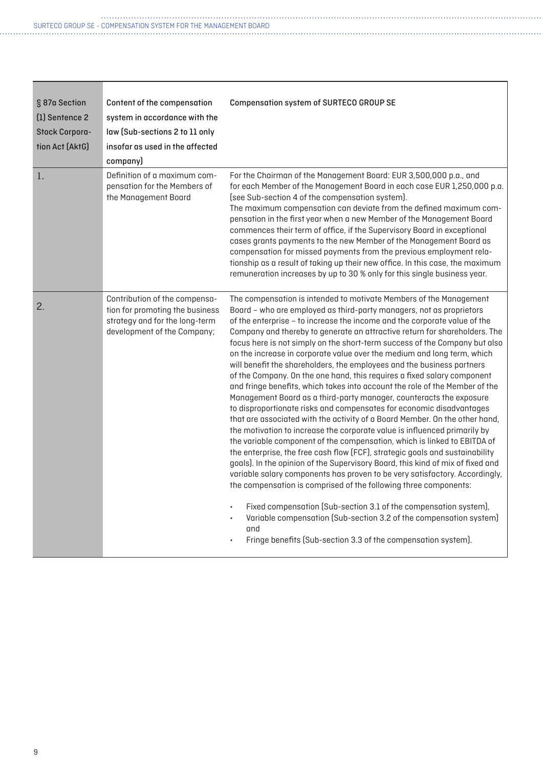| § 87a Section (1) Sentence 2 Stock Corporation Act (AktG) | Content of the compensation system in accordance with the law (Sub-sections 2 to 11 only insofar as used in the affected company) | Compensation system of SURTECO GROUP SE |
|---|---|---|
| 1. | Definition of a maximum compensation for the Members of the Management Board | For the Chairman of the Management Board: EUR 3,500,000 p.a., and for each Member of the Management Board in each case EUR 1,250,000 p.a. (see Sub-section 4 of the compensation system).<br>The maximum compensation can deviate from the defined maximum compensation in the first year when a new Member of the Management Board commences their term of office, if the Supervisory Board in exceptional cases grants payments to the new Member of the Management Board as compensation for missed payments from the previous employment relationship as a result of taking up their new office. In this case, the maximum remuneration increases by up to 30 % only for this single business year. |
| 2. | Contribution of the compensation for promoting the business strategy and for the long-term development of the Company; | The compensation is intended to motivate Members of the Management Board – who are employed as third-party managers, not as proprietors of the enterprise – to increase the income and the corporate value of the Company and thereby to generate an attractive return for shareholders. The focus here is not simply on the short-term success of the Company but also on the increase in corporate value over the medium and long term, which will benefit the shareholders, the employees and the business partners of the Company. On the one hand, this requires a fixed salary component and fringe benefits, which takes into account the role of the Member of the Management Board as a third-party manager, counteracts the exposure to disproportionate risks and compensates for economic disadvantages that are associated with the activity of a Board Member. On the other hand, the motivation to increase the corporate value is influenced primarily by the variable component of the compensation, which is linked to EBITDA of the enterprise, the free cash flow (FCF), strategic goals and sustainability goals). In the opinion of the Supervisory Board, this kind of mix of fixed and variable salary components has proven to be very satisfactory. Accordingly, the compensation is comprised of the following three components:<br>• Fixed compensation (Sub-section 3.1 of the compensation system),<br>• Variable compensation (Sub-section 3.2 of the compensation system) and<br>• Fringe benefits (Sub-section 3.3 of the compensation system). |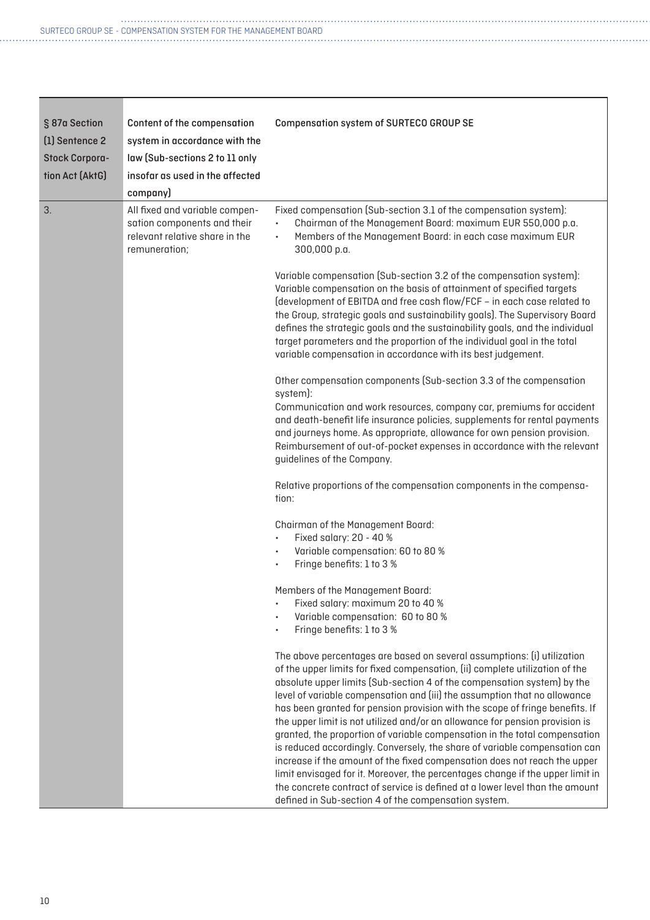| § 87a Section (1) Sentence 2 Stock Corporation Act (AktG) | Content of the compensation system in accordance with the law (Sub-sections 2 to 11 only insofar as used in the affected company) | Compensation system of SURTECO GROUP SE |
|---|---|---|
| 3. | All fixed and variable compensation components and their relevant relative share in the remuneration; | Fixed compensation (Sub-section 3.1 of the compensation system):<br>• Chairman of the Management Board: maximum EUR 550,000 p.a.<br>• Members of the Management Board: in each case maximum EUR 300,000 p.a.<br><br>Variable compensation (Sub-section 3.2 of the compensation system):<br>Variable compensation on the basis of attainment of specified targets (development of EBITDA and free cash flow/FCF – in each case related to the Group, strategic goals and sustainability goals). The Supervisory Board defines the strategic goals and the sustainability goals, and the individual target parameters and the proportion of the individual goal in the total variable compensation in accordance with its best judgement.<br><br>Other compensation components (Sub-section 3.3 of the compensation system):<br>Communication and work resources, company car, premiums for accident and death-benefit life insurance policies, supplements for rental payments and journeys home. As appropriate, allowance for own pension provision. Reimbursement of out-of-pocket expenses in accordance with the relevant guidelines of the Company.<br><br>Relative proportions of the compensation components in the compensation:<br><br>Chairman of the Management Board:<br>• Fixed salary: 20 - 40 %<br>• Variable compensation: 60 to 80 %<br>• Fringe benefits: 1 to 3 %<br><br>Members of the Management Board:<br>• Fixed salary: maximum 20 to 40 %<br>• Variable compensation: 60 to 80 %<br>• Fringe benefits: 1 to 3 %<br><br>The above percentages are based on several assumptions: (i) utilization of the upper limits for fixed compensation, (ii) complete utilization of the absolute upper limits (Sub-section 4 of the compensation system) by the level of variable compensation and (iii) the assumption that no allowance has been granted for pension provision with the scope of fringe benefits. If the upper limit is not utilized and/or an allowance for pension provision is granted, the proportion of variable compensation in the total compensation is reduced accordingly. Conversely, the share of variable compensation can increase if the amount of the fixed compensation does not reach the upper limit envisaged for it. Moreover, the percentages change if the upper limit in the concrete contract of service is defined at a lower level than the amount defined in Sub-section 4 of the compensation system. |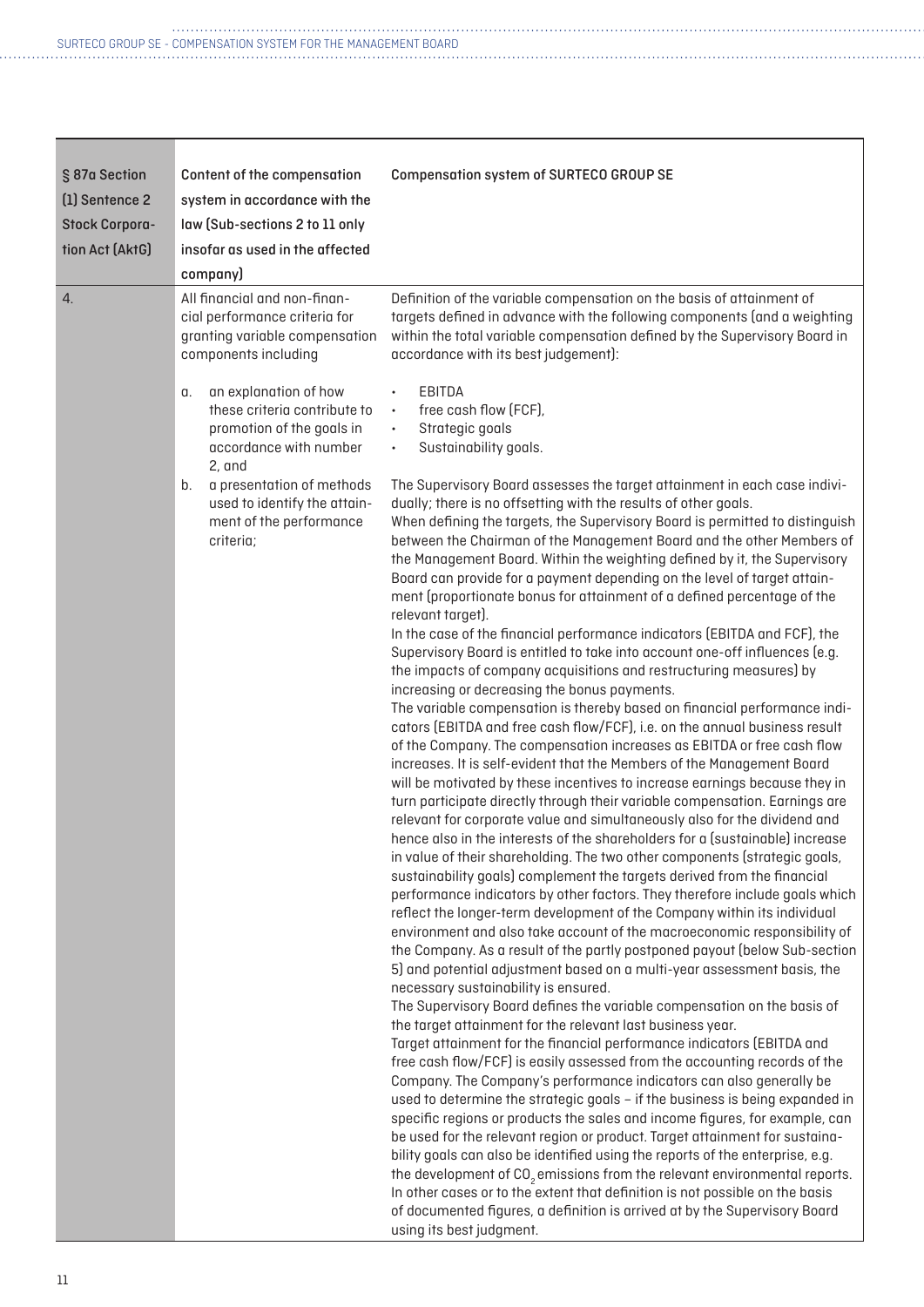| § 87a Section (1) Sentence 2 Stock Corporation Act (AktG) | Content of the compensation system in accordance with the law (Sub-sections 2 to 11 only insofar as used in the affected company) | Compensation system of SURTECO GROUP SE |
|---|---|---|
| 4. | All financial and non-financial performance criteria for granting variable compensation components including<br><br>a. an explanation of how these criteria contribute to promotion of the goals in accordance with number 2, and<br>b. a presentation of methods used to identify the attainment of the performance criteria; | Definition of the variable compensation on the basis of attainment of targets defined in advance with the following components (and a weighting within the total variable compensation defined by the Supervisory Board in accordance with its best judgement):<br><br>• EBITDA<br>• free cash flow (FCF),<br>• Strategic goals<br>• Sustainability goals.<br><br>The Supervisory Board assesses the target attainment in each case individually; there is no offsetting with the results of other goals.<br>When defining the targets, the Supervisory Board is permitted to distinguish between the Chairman of the Management Board and the other Members of the Management Board. Within the weighting defined by it, the Supervisory Board can provide for a payment depending on the level of target attainment (proportionate bonus for attainment of a defined percentage of the relevant target).<br>In the case of the financial performance indicators (EBITDA and FCF), the Supervisory Board is entitled to take into account one-off influences (e.g. the impacts of company acquisitions and restructuring measures) by increasing or decreasing the bonus payments.<br>The variable compensation is thereby based on financial performance indicators (EBITDA and free cash flow/FCF), i.e. on the annual business result of the Company. The compensation increases as EBITDA or free cash flow increases. It is self-evident that the Members of the Management Board will be motivated by these incentives to increase earnings because they in turn participate directly through their variable compensation. Earnings are relevant for corporate value and simultaneously also for the dividend and hence also in the interests of the shareholders for a (sustainable) increase in value of their shareholding. The two other components (strategic goals, sustainability goals) complement the targets derived from the financial performance indicators by other factors. They therefore include goals which reflect the longer-term development of the Company within its individual environment and also take account of the macroeconomic responsibility of the Company. As a result of the partly postponed payout (below Sub-section 5) and potential adjustment based on a multi-year assessment basis, the necessary sustainability is ensured.<br>The Supervisory Board defines the variable compensation on the basis of the target attainment for the relevant last business year.<br>Target attainment for the financial performance indicators (EBITDA and free cash flow/FCF) is easily assessed from the accounting records of the Company. The Company's performance indicators can also generally be used to determine the strategic goals – if the business is being expanded in specific regions or products the sales and income figures, for example, can be used for the relevant region or product. Target attainment for sustainability goals can also be identified using the reports of the enterprise, e.g. the development of $CO_2$ emissions from the relevant environmental reports. In other cases or to the extent that definition is not possible on the basis of documented figures, a definition is arrived at by the Supervisory Board using its best judgment. |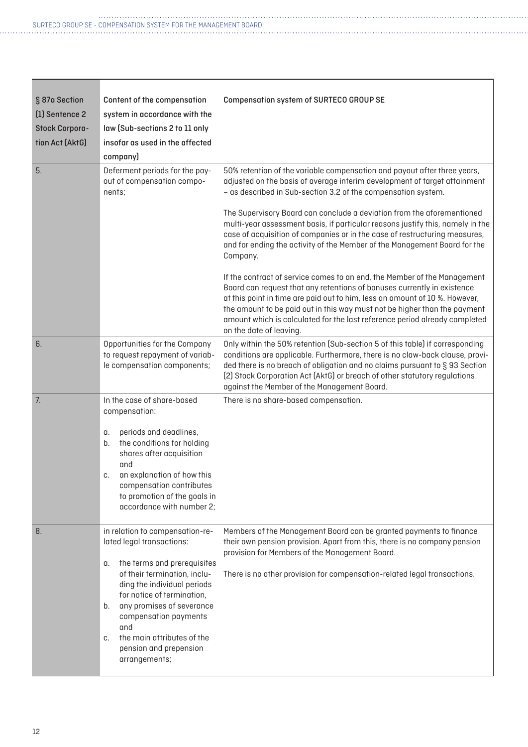| § 87a Section (1) Sentence 2 Stock Corporation Act (AktG) | Content of the compensation system in accordance with the law (Sub-sections 2 to 11 only insofar as used in the affected company) | Compensation system of SURTECO GROUP SE |
|---|---|---|
| 5. | Deferment periods for the payout of compensation components; | 50% retention of the variable compensation and payout after three years, adjusted on the basis of average interim development of target attainment – as described in Sub-section 3.2 of the compensation system.<br><br>The Supervisory Board can conclude a deviation from the aforementioned multi-year assessment basis, if particular reasons justify this, namely in the case of acquisition of companies or in the case of restructuring measures, and for ending the activity of the Member of the Management Board for the Company.<br><br>If the contract of service comes to an end, the Member of the Management Board can request that any retentions of bonuses currently in existence at this point in time are paid out to him, less an amount of 10 %. However, the amount to be paid out in this way must not be higher than the payment amount which is calculated for the last reference period already completed on the date of leaving. |
| 6. | Opportunities for the Company to request repayment of variable compensation components; | Only within the 50% retention (Sub-section 5 of this table) if corresponding conditions are applicable. Furthermore, there is no claw-back clause, provided there is no breach of obligation and no claims pursuant to § 93 Section (2) Stock Corporation Act (AktG) or breach of other statutory regulations against the Member of the Management Board. |
| 7. | In the case of share-based compensation:<br><br>a. periods and deadlines,<br>b. the conditions for holding shares after acquisition and<br>c. an explanation of how this compensation contributes to promotion of the goals in accordance with number 2; | There is no share-based compensation. |
| 8. | in relation to compensation-related legal transactions:<br><br>a. the terms and prerequisites of their termination, including the individual periods for notice of termination,<br>b. any promises of severance compensation payments and<br>c. the main attributes of the pension and prepension arrangements; | Members of the Management Board can be granted payments to finance their own pension provision. Apart from this, there is no company pension provision for Members of the Management Board.<br><br>There is no other provision for compensation-related legal transactions. |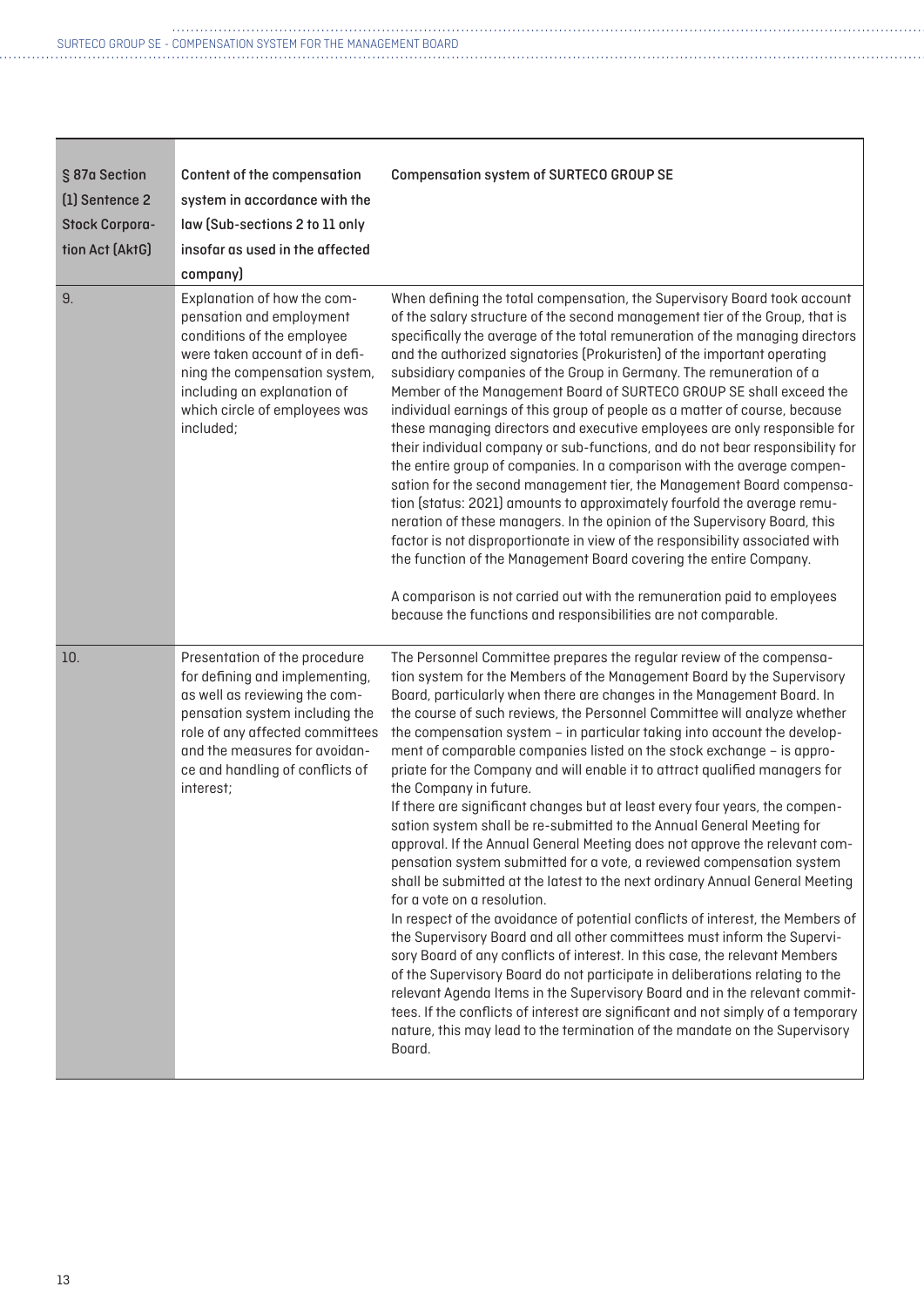| § 87a Section (1) Sentence 2 Stock Corporation Act (AktG) | Content of the compensation system in accordance with the law (Sub-sections 2 to 11 only insofar as used in the affected company) | Compensation system of SURTECO GROUP SE |
|---|---|---|
| 9. | Explanation of how the compensation and employment conditions of the employee were taken account of in defining the compensation system, including an explanation of which circle of employees was included; | When defining the total compensation, the Supervisory Board took account of the salary structure of the second management tier of the Group, that is specifically the average of the total remuneration of the managing directors and the authorized signatories (Prokuristen) of the important operating subsidiary companies of the Group in Germany. The remuneration of a Member of the Management Board of SURTECO GROUP SE shall exceed the individual earnings of this group of people as a matter of course, because these managing directors and executive employees are only responsible for their individual company or sub-functions, and do not bear responsibility for the entire group of companies. In a comparison with the average compensation for the second management tier, the Management Board compensation (status: 2021) amounts to approximately fourfold the average remuneration of these managers. In the opinion of the Supervisory Board, this factor is not disproportionate in view of the responsibility associated with the function of the Management Board covering the entire Company.<br><br>A comparison is not carried out with the remuneration paid to employees because the functions and responsibilities are not comparable. |
| 10. | Presentation of the procedure for defining and implementing, as well as reviewing the compensation system including the role of any affected committees and the measures for avoidance and handling of conflicts of interest; | The Personnel Committee prepares the regular review of the compensation system for the Members of the Management Board by the Supervisory Board, particularly when there are changes in the Management Board. In the course of such reviews, the Personnel Committee will analyze whether the compensation system – in particular taking into account the development of comparable companies listed on the stock exchange – is appropriate for the Company and will enable it to attract qualified managers for the Company in future.<br>If there are significant changes but at least every four years, the compensation system shall be re-submitted to the Annual General Meeting for approval. If the Annual General Meeting does not approve the relevant compensation system submitted for a vote, a reviewed compensation system shall be submitted at the latest to the next ordinary Annual General Meeting for a vote on a resolution.<br>In respect of the avoidance of potential conflicts of interest, the Members of the Supervisory Board and all other committees must inform the Supervisory Board of any conflicts of interest. In this case, the relevant Members of the Supervisory Board do not participate in deliberations relating to the relevant Agenda Items in the Supervisory Board and in the relevant committees. If the conflicts of interest are significant and not simply of a temporary nature, this may lead to the termination of the mandate on the Supervisory Board. |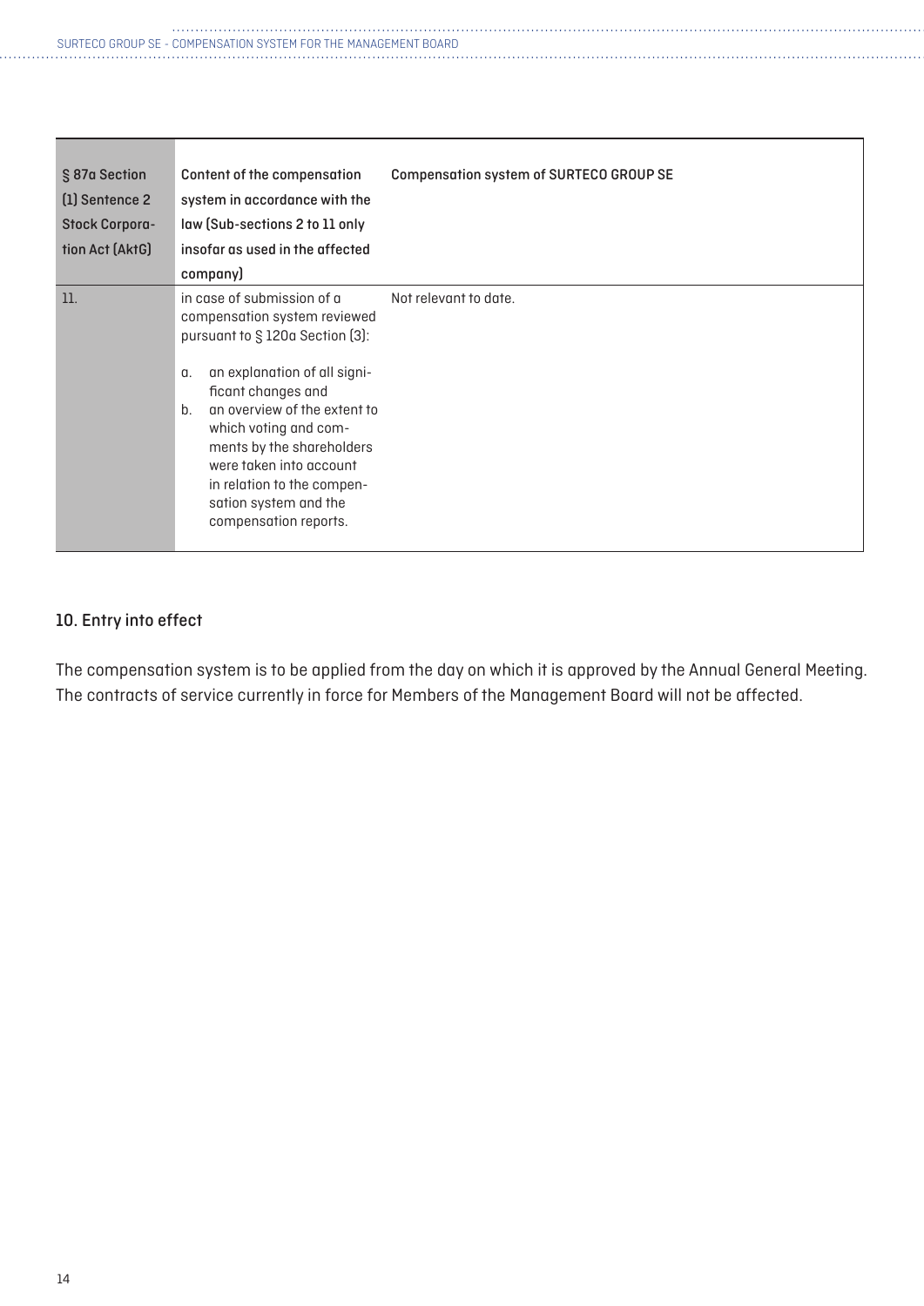| § 87a Section (1) Sentence 2 Stock Corporation Act (AktG) | Content of the compensation system in accordance with the law (Sub-sections 2 to 11 only insofar as used in the affected company) | Compensation system of SURTECO GROUP SE |
|---|---|---|
| 11. | in case of submission of a compensation system reviewed pursuant to § 120a Section (3):<br><br>a. an explanation of all significant changes and<br>b. an overview of the extent to which voting and comments by the shareholders were taken into account in relation to the compensation system and the compensation reports. | Not relevant to date. |

## 10. Entry into effect

The compensation system is to be applied from the day on which it is approved by the Annual General Meeting. The contracts of service currently in force for Members of the Management Board will not be affected.